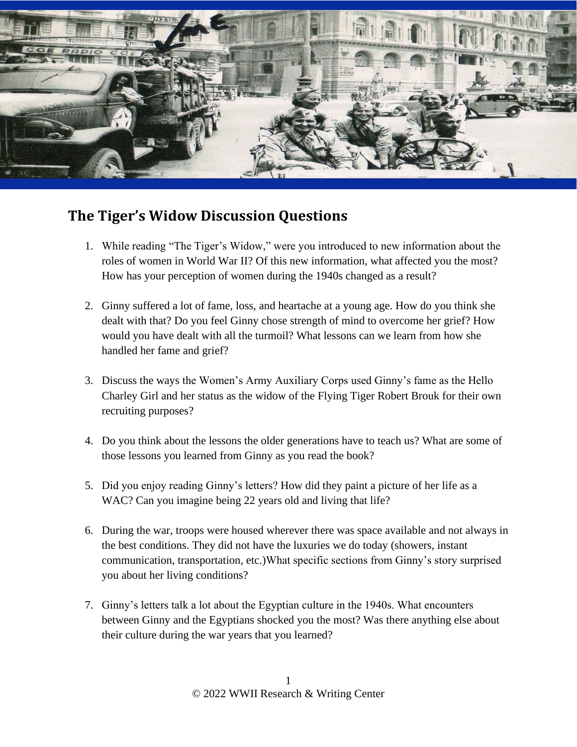## The Tiger's Widow Discussion Questions

1. While reading "The Tiger's Widow," were you introduced to new information about the roles of women in World War II? Of this new information, what affected you the most? How has your perception of women during the 1940s changed as a result?

2. Ginny suffered a lot of fame, loss, and heartache at a young age. How do you think she dealt with that? Do you feel Ginny chose strength of mind to overcome her grief? How would you have dealt with all the turmoil? What lessons can we learn from how she handled her fame and grief?

3. Discuss the ways the Women's Army Auxiliary Corps used Ginny's fame as the Hello Charley Girl and her status as the widow of the Flying Tiger Robert Brouk for their own recruiting purposes?

4. Do you think about the lessons the older generations have to teach us? What are some of those lessons you learned from Ginny as you read the book?

5. Did you enjoy reading Ginny's letters? How did they paint a picture of her life as a WAC? Can you imagine being 22 years old and living that life?

6. During the war, troops were housed wherever there was space available and not always in the best conditions. They did not have the luxuries we do today (showers, instant communication, transportation, etc.)What specific sections from Ginny's story surprised you about her living conditions?

7. Ginny's letters talk a lot about the Egyptian culture in the 1940s. What encounters between Ginny and the Egyptians shocked you the most? Was there anything else about their culture during the war years that you learned?

© 2022 WWII Research & Writing Center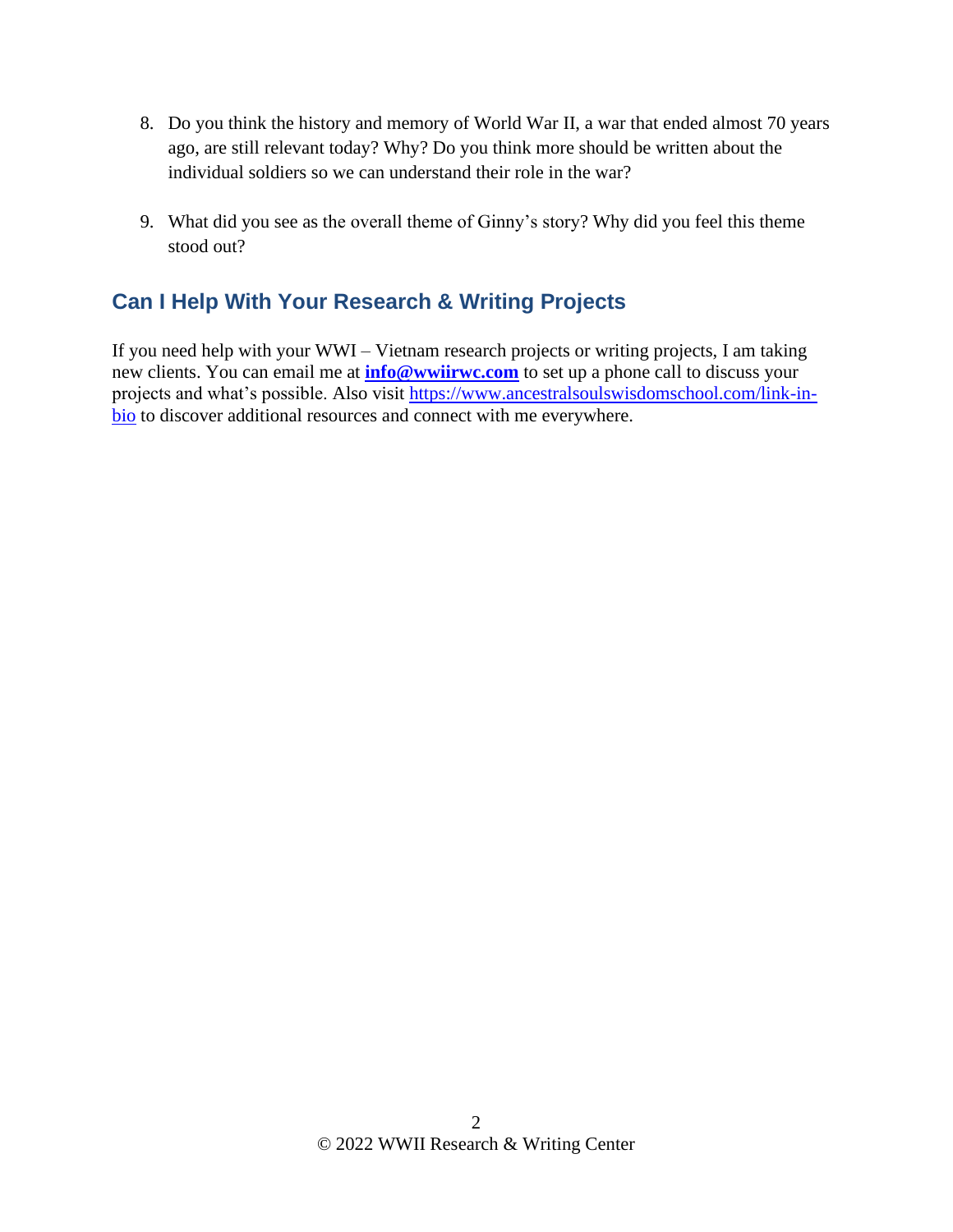8. Do you think the history and memory of World War II, a war that ended almost 70 years ago, are still relevant today? Why? Do you think more should be written about the individual soldiers so we can understand their role in the war?

9. What did you see as the overall theme of Ginny's story? Why did you feel this theme stood out?

## Can I Help With Your Research & Writing Projects

If you need help with your WWI – Vietnam research projects or writing projects, I am taking new clients. You can email me at **info@wwiirwc.com** to set up a phone call to discuss your projects and what's possible. Also visit https://www.ancestralsoulswisdomschool.com/link-in-bio to discover additional resources and connect with me everywhere.